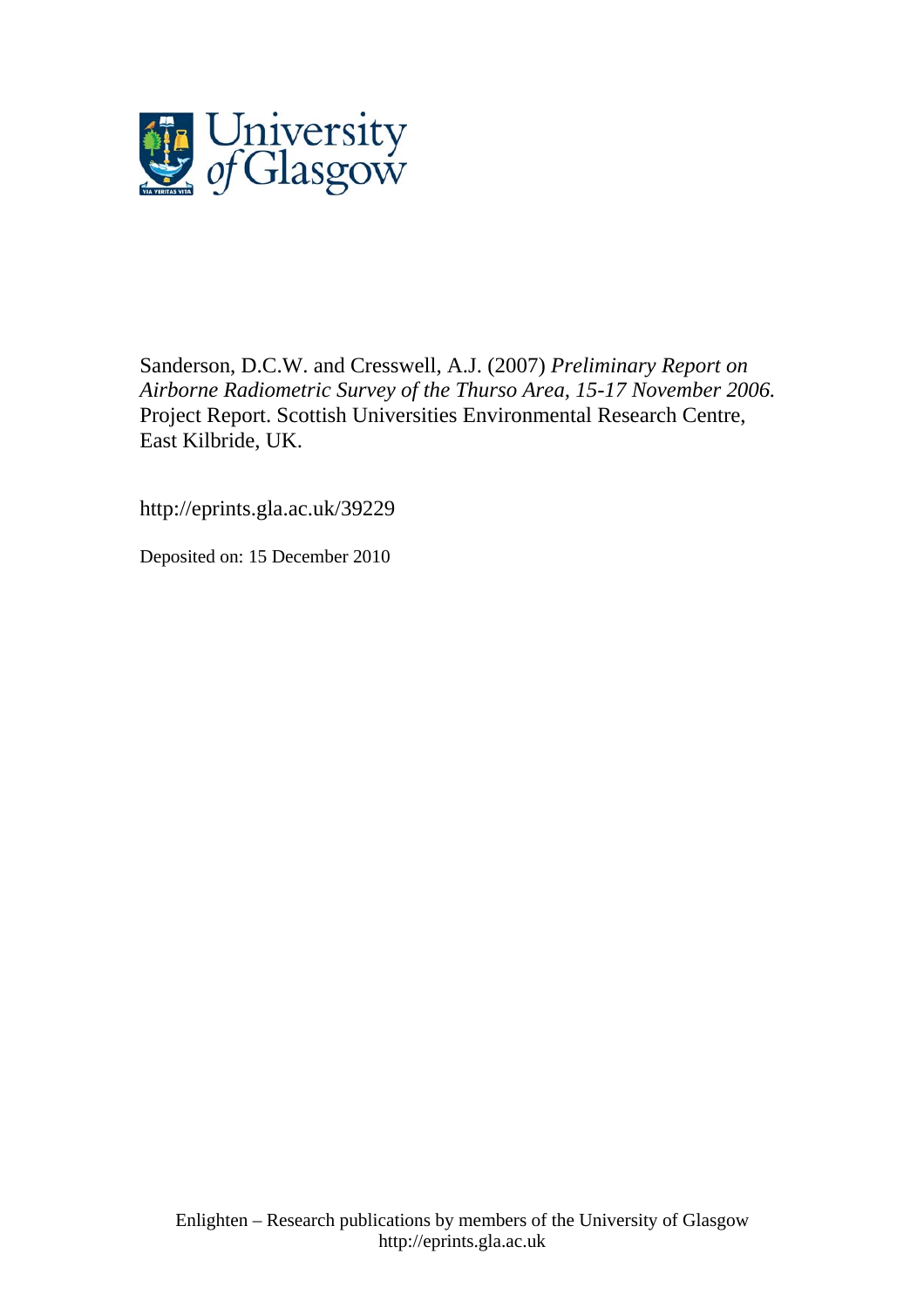Sanderson, D.C.W. and Cresswell, A.J. (2007) *Preliminary Report on Airborne Radiometric Survey of the Thurso Area, 15-17 November 2006.* Project Report. Scottish Universities Environmental Research Centre, East Kilbride, UK.

http://eprints.gla.ac.uk/39229

Deposited on: 15 December 2010

Enlighten – Research publications by members of the University of Glasgow
http://eprints.gla.ac.uk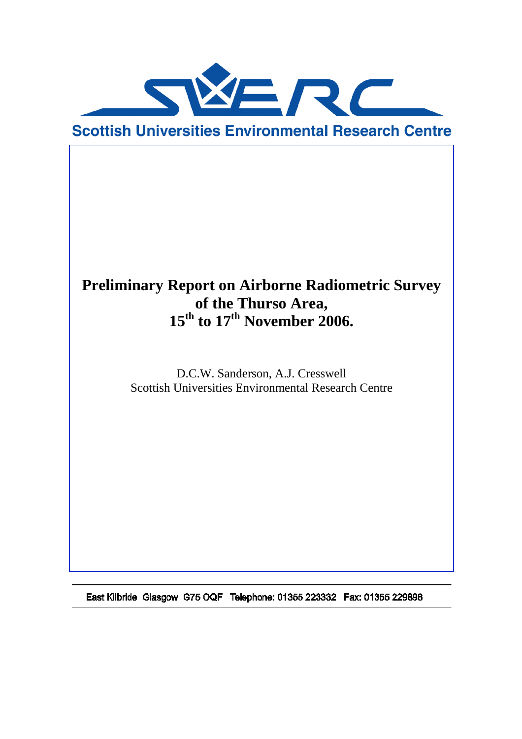Scottish Universities Environmental Research Centre

# Preliminary Report on Airborne Radiometric Survey of the Thurso Area, 15th to 17th November 2006.

D.C.W. Sanderson, A.J. Cresswell
Scottish Universities Environmental Research Centre

East Kilbride Glasgow G75 0QF Telephone: 01355 223332 Fax: 01355 229898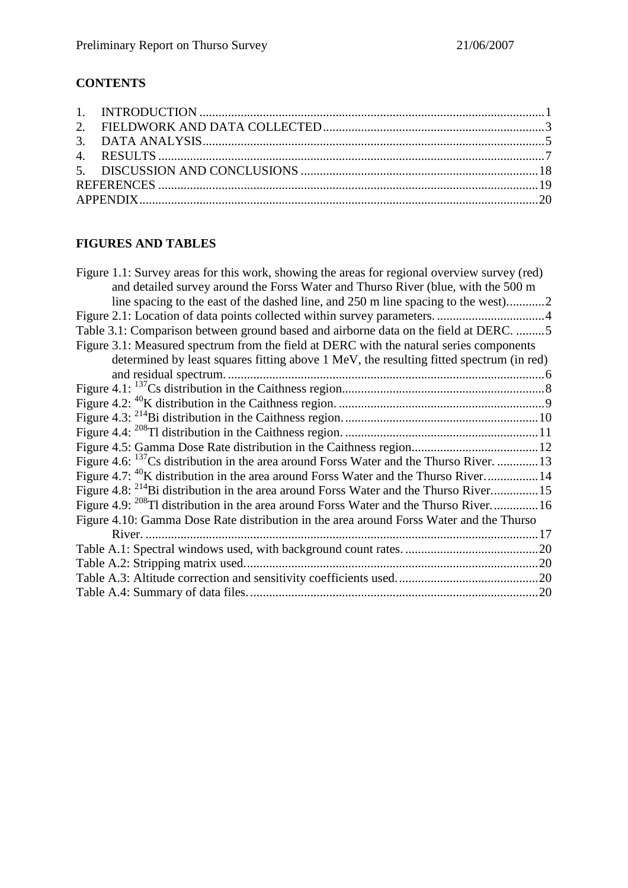## CONTENTS

1. INTRODUCTION ........................................................................................................1
2. FIELDWORK AND DATA COLLECTED......................................................................3
3. DATA ANALYSIS..........................................................................................................5
4. RESULTS ........................................................................................................................7
5. DISCUSSION AND CONCLUSIONS ..........................................................................18

REFERENCES ....................................................................................................................19

APPENDIX............................................................................................................................20

## FIGURES AND TABLES

Figure 1.1: Survey areas for this work, showing the areas for regional overview survey (red) and detailed survey around the Forss Water and Thurso River (blue, with the 500 m line spacing to the east of the dashed line, and 250 m line spacing to the west)...........2

Figure 2.1: Location of data points collected within survey parameters. ..................................4

Table 3.1: Comparison between ground based and airborne data on the field at DERC. .........5

Figure 3.1: Measured spectrum from the field at DERC with the natural series components determined by least squares fitting above 1 MeV, the resulting fitted spectrum (in red) and residual spectrum. ..................................................................................................6

Figure 4.1: $^{137}$Cs distribution in the Caithness region...............................................................8

Figure 4.2: $^{40}$K distribution in the Caithness region. ................................................................9

Figure 4.3: $^{214}$Bi distribution in the Caithness region. ............................................................10

Figure 4.4: $^{208}$Tl distribution in the Caithness region. ............................................................11

Figure 4.5: Gamma Dose Rate distribution in the Caithness region........................................12

Figure 4.6: $^{137}$Cs distribution in the area around Forss Water and the Thurso River. .............13

Figure 4.7: $^{40}$K distribution in the area around Forss Water and the Thurso River. ................14

Figure 4.8: $^{214}$Bi distribution in the area around Forss Water and the Thurso River. ..............15

Figure 4.9: $^{208}$Tl distribution in the area around Forss Water and the Thurso River. ..............16

Figure 4.10: Gamma Dose Rate distribution in the area around Forss Water and the Thurso River. ...........................................................................................................................17

Table A.1: Spectral windows used, with background count rates. ..........................................20

Table A.2: Stripping matrix used...........................................................................................20

Table A.3: Altitude correction and sensitivity coefficients used. ...........................................20

Table A.4: Summary of data files. ..........................................................................................20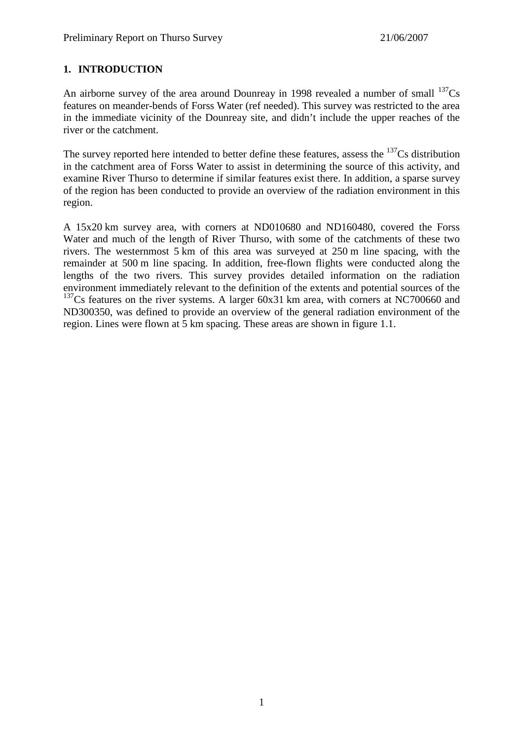## 1. INTRODUCTION

An airborne survey of the area around Dounreay in 1998 revealed a number of small $^{137}$Cs features on meander-bends of Forss Water (ref needed). This survey was restricted to the area in the immediate vicinity of the Dounreay site, and didn't include the upper reaches of the river or the catchment.

The survey reported here intended to better define these features, assess the $^{137}$Cs distribution in the catchment area of Forss Water to assist in determining the source of this activity, and examine River Thurso to determine if similar features exist there. In addition, a sparse survey of the region has been conducted to provide an overview of the radiation environment in this region.

A 15x20 km survey area, with corners at ND010680 and ND160480, covered the Forss Water and much of the length of River Thurso, with some of the catchments of these two rivers. The westernmost 5 km of this area was surveyed at 250 m line spacing, with the remainder at 500 m line spacing. In addition, free-flown flights were conducted along the lengths of the two rivers. This survey provides detailed information on the radiation environment immediately relevant to the definition of the extents and potential sources of the $^{137}$Cs features on the river systems. A larger 60x31 km area, with corners at NC700660 and ND300350, was defined to provide an overview of the general radiation environment of the region. Lines were flown at 5 km spacing. These areas are shown in figure 1.1.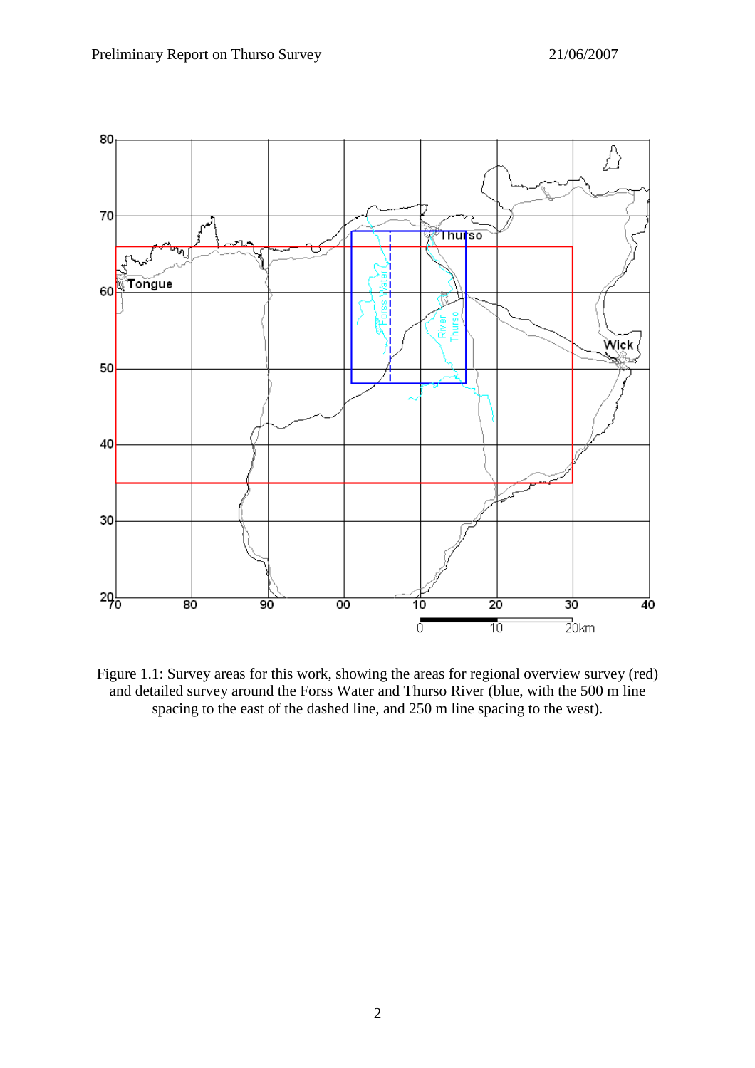Figure 1.1: Survey areas for this work, showing the areas for regional overview survey (red) and detailed survey around the Forss Water and Thurso River (blue, with the 500 m line spacing to the east of the dashed line, and 250 m line spacing to the west).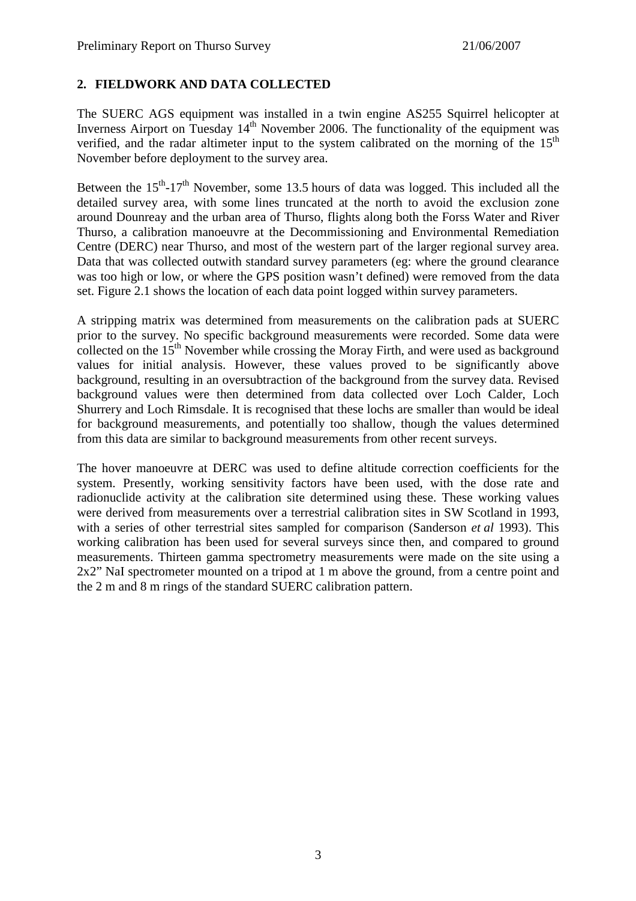## 2. FIELDWORK AND DATA COLLECTED

The SUERC AGS equipment was installed in a twin engine AS255 Squirrel helicopter at Inverness Airport on Tuesday 14th November 2006. The functionality of the equipment was verified, and the radar altimeter input to the system calibrated on the morning of the 15th November before deployment to the survey area.

Between the 15th-17th November, some 13.5 hours of data was logged. This included all the detailed survey area, with some lines truncated at the north to avoid the exclusion zone around Dounreay and the urban area of Thurso, flights along both the Forss Water and River Thurso, a calibration manoeuvre at the Decommissioning and Environmental Remediation Centre (DERC) near Thurso, and most of the western part of the larger regional survey area. Data that was collected outwith standard survey parameters (eg: where the ground clearance was too high or low, or where the GPS position wasn't defined) were removed from the data set. Figure 2.1 shows the location of each data point logged within survey parameters.

A stripping matrix was determined from measurements on the calibration pads at SUERC prior to the survey. No specific background measurements were recorded. Some data were collected on the 15th November while crossing the Moray Firth, and were used as background values for initial analysis. However, these values proved to be significantly above background, resulting in an oversubtraction of the background from the survey data. Revised background values were then determined from data collected over Loch Calder, Loch Shurrery and Loch Rimsdale. It is recognised that these lochs are smaller than would be ideal for background measurements, and potentially too shallow, though the values determined from this data are similar to background measurements from other recent surveys.

The hover manoeuvre at DERC was used to define altitude correction coefficients for the system. Presently, working sensitivity factors have been used, with the dose rate and radionuclide activity at the calibration site determined using these. These working values were derived from measurements over a terrestrial calibration sites in SW Scotland in 1993, with a series of other terrestrial sites sampled for comparison (Sanderson *et al* 1993). This working calibration has been used for several surveys since then, and compared to ground measurements. Thirteen gamma spectrometry measurements were made on the site using a 2x2" NaI spectrometer mounted on a tripod at 1 m above the ground, from a centre point and the 2 m and 8 m rings of the standard SUERC calibration pattern.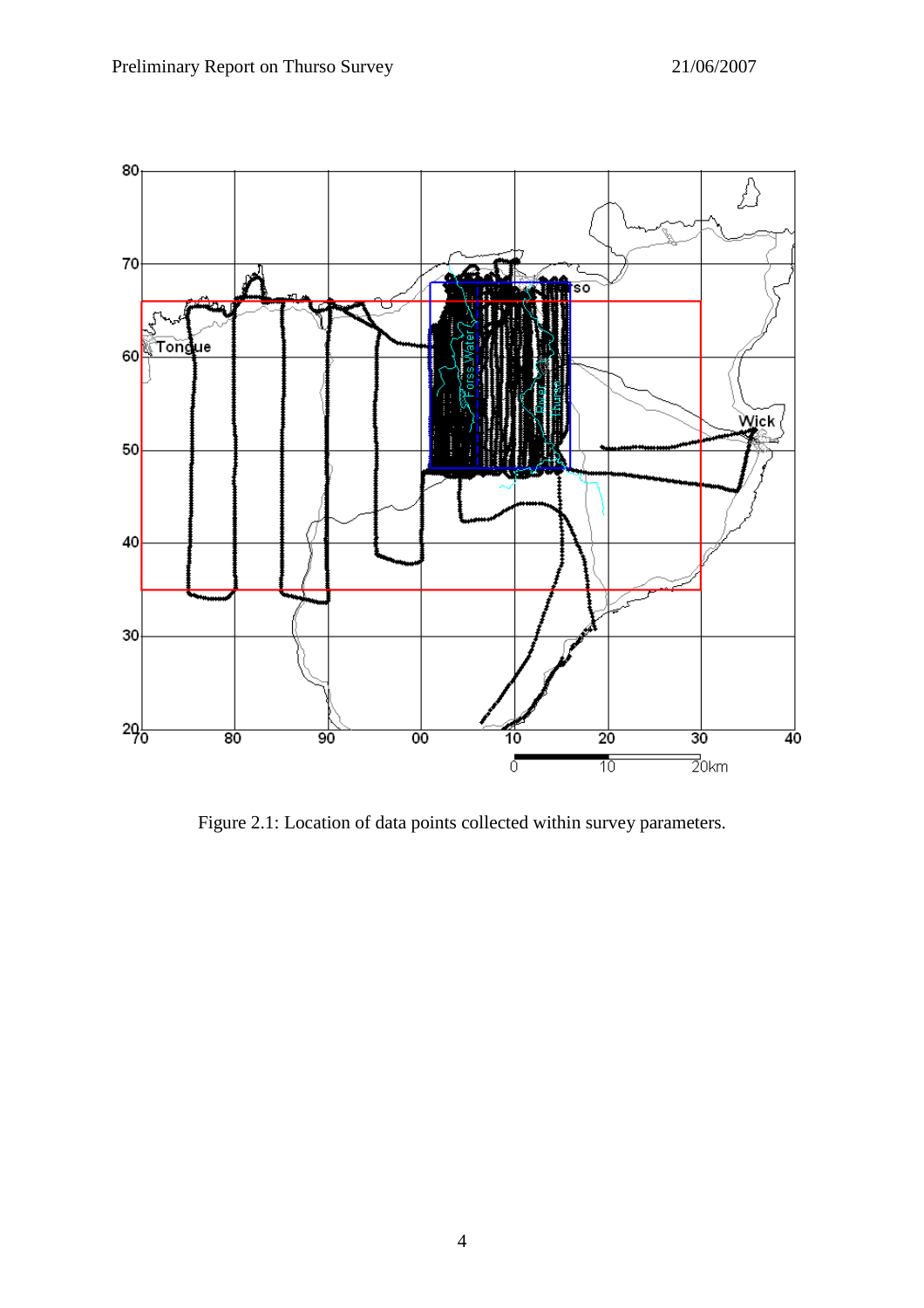Figure 2.1: Location of data points collected within survey parameters.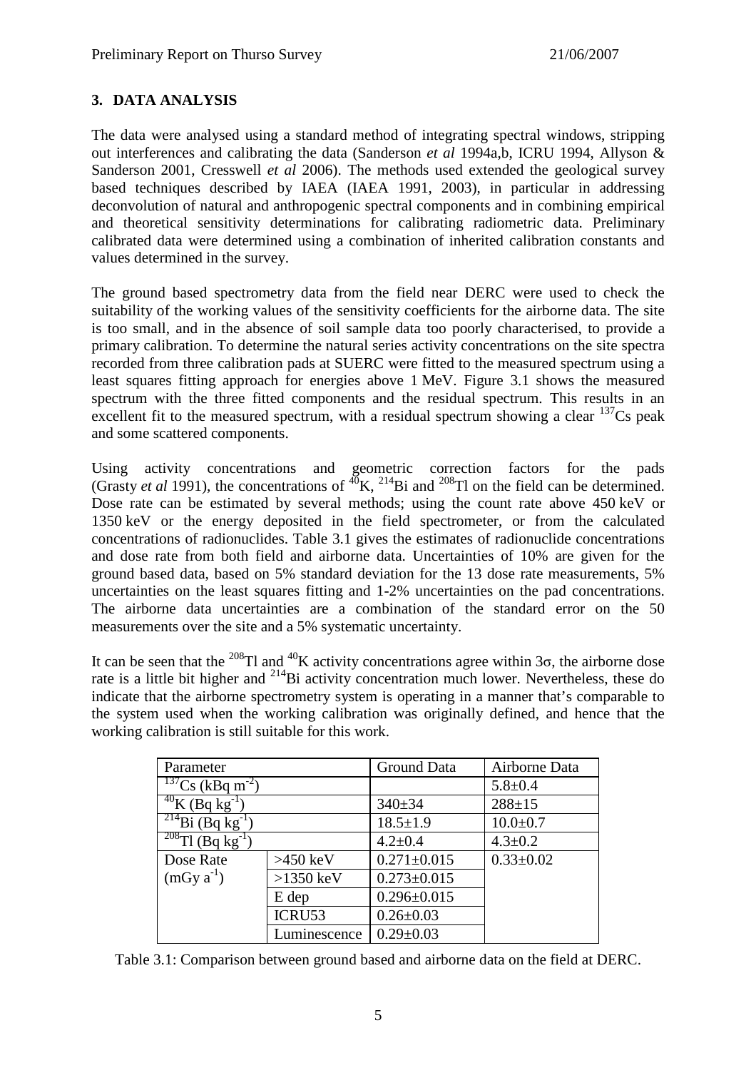## 3. DATA ANALYSIS

The data were analysed using a standard method of integrating spectral windows, stripping out interferences and calibrating the data (Sanderson *et al* 1994a,b, ICRU 1994, Allyson & Sanderson 2001, Cresswell *et al* 2006). The methods used extended the geological survey based techniques described by IAEA (IAEA 1991, 2003), in particular in addressing deconvolution of natural and anthropogenic spectral components and in combining empirical and theoretical sensitivity determinations for calibrating radiometric data. Preliminary calibrated data were determined using a combination of inherited calibration constants and values determined in the survey.

The ground based spectrometry data from the field near DERC were used to check the suitability of the working values of the sensitivity coefficients for the airborne data. The site is too small, and in the absence of soil sample data too poorly characterised, to provide a primary calibration. To determine the natural series activity concentrations on the site spectra recorded from three calibration pads at SUERC were fitted to the measured spectrum using a least squares fitting approach for energies above 1 MeV. Figure 3.1 shows the measured spectrum with the three fitted components and the residual spectrum. This results in an excellent fit to the measured spectrum, with a residual spectrum showing a clear $^{137}$Cs peak and some scattered components.

Using activity concentrations and geometric correction factors for the pads (Grasty *et al* 1991), the concentrations of $^{40}$K, $^{214}$Bi and $^{208}$Tl on the field can be determined. Dose rate can be estimated by several methods; using the count rate above 450 keV or 1350 keV or the energy deposited in the field spectrometer, or from the calculated concentrations of radionuclides. Table 3.1 gives the estimates of radionuclide concentrations and dose rate from both field and airborne data. Uncertainties of 10% are given for the ground based data, based on 5% standard deviation for the 13 dose rate measurements, 5% uncertainties on the least squares fitting and 1-2% uncertainties on the pad concentrations. The airborne data uncertainties are a combination of the standard error on the 50 measurements over the site and a 5% systematic uncertainty.

It can be seen that the $^{208}$Tl and $^{40}$K activity concentrations agree within 3σ, the airborne dose rate is a little bit higher and $^{214}$Bi activity concentration much lower. Nevertheless, these do indicate that the airborne spectrometry system is operating in a manner that's comparable to the system used when the working calibration was originally defined, and hence that the working calibration is still suitable for this work.

| Parameter | | Ground Data | Airborne Data |
|---|---|---|---|
| $^{137}$Cs (kBq m$^{-2}$) | | | 5.8±0.4 |
| $^{40}$K (Bq kg$^{-1}$) | | 340±34 | 288±15 |
| $^{214}$Bi (Bq kg$^{-1}$) | | 18.5±1.9 | 10.0±0.7 |
| $^{208}$Tl (Bq kg$^{-1}$) | | 4.2±0.4 | 4.3±0.2 |
| Dose Rate (mGy a$^{-1}$) | >450 keV | 0.271±0.015 | 0.33±0.02 |
| | >1350 keV | 0.273±0.015 | |
| | E dep | 0.296±0.015 | |
| | ICRU53 | 0.26±0.03 | |
| | Luminescence | 0.29±0.03 | |

Table 3.1: Comparison between ground based and airborne data on the field at DERC.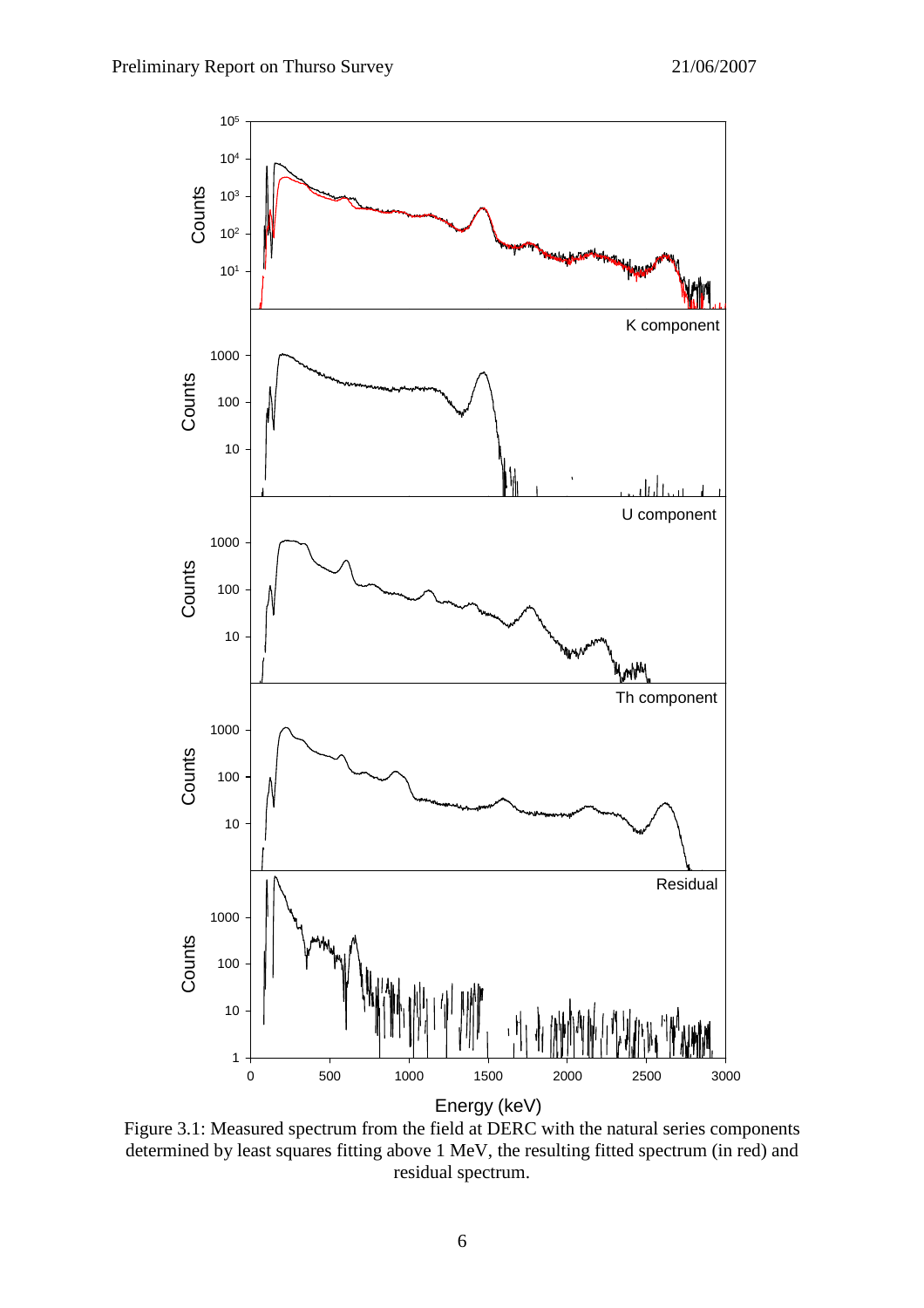Figure 3.1: Measured spectrum from the field at DERC with the natural series components determined by least squares fitting above 1 MeV, the resulting fitted spectrum (in red) and residual spectrum.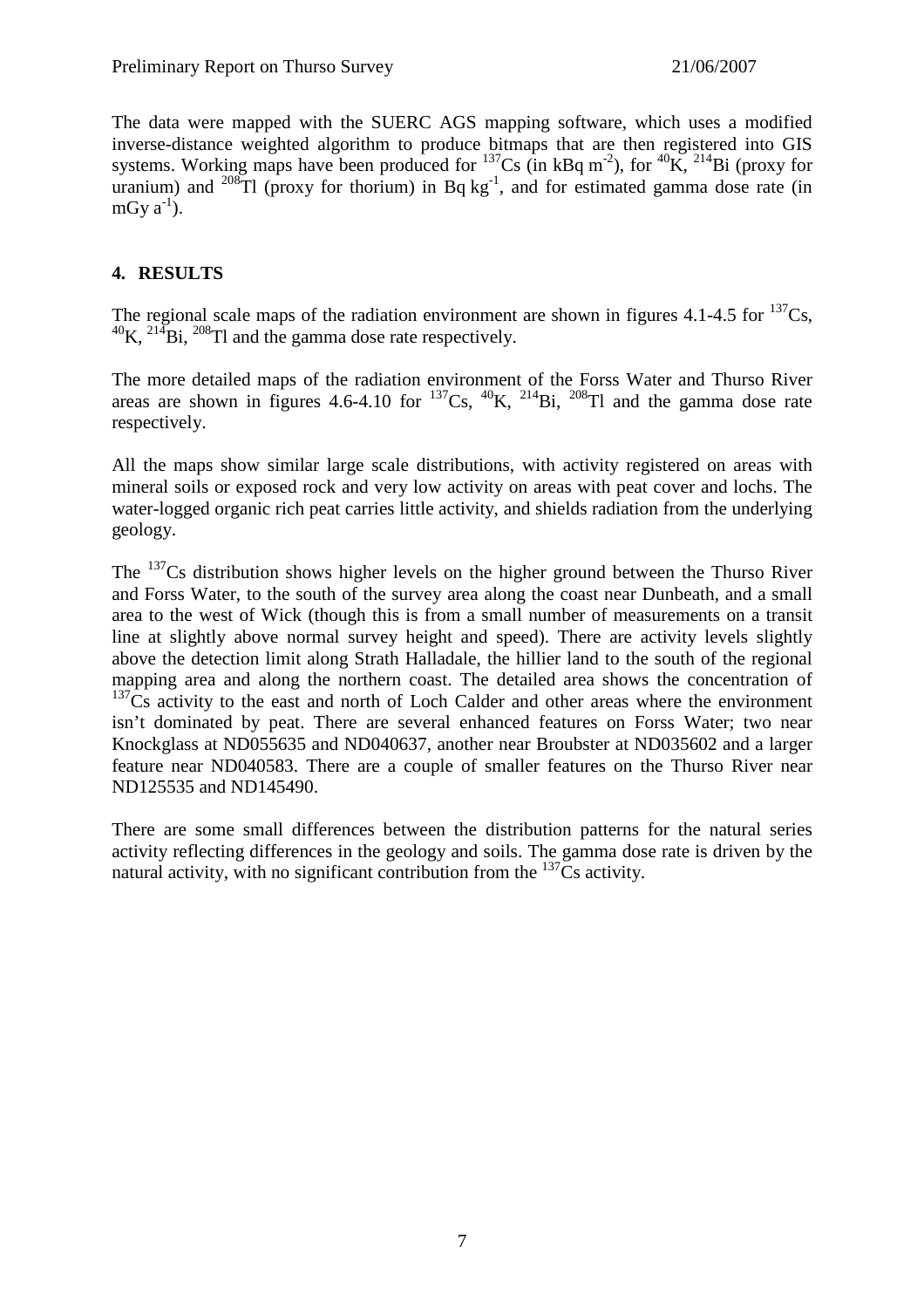The data were mapped with the SUERC AGS mapping software, which uses a modified inverse-distance weighted algorithm to produce bitmaps that are then registered into GIS systems. Working maps have been produced for $^{137}$Cs (in kBq m$^{-2}$), for $^{40}$K, $^{214}$Bi (proxy for uranium) and $^{208}$Tl (proxy for thorium) in Bq kg$^{-1}$, and for estimated gamma dose rate (in mGy a$^{-1}$).

## 4. RESULTS

The regional scale maps of the radiation environment are shown in figures 4.1-4.5 for $^{137}$Cs, $^{40}$K, $^{214}$Bi, $^{208}$Tl and the gamma dose rate respectively.

The more detailed maps of the radiation environment of the Forss Water and Thurso River areas are shown in figures 4.6-4.10 for $^{137}$Cs, $^{40}$K, $^{214}$Bi, $^{208}$Tl and the gamma dose rate respectively.

All the maps show similar large scale distributions, with activity registered on areas with mineral soils or exposed rock and very low activity on areas with peat cover and lochs. The water-logged organic rich peat carries little activity, and shields radiation from the underlying geology.

The $^{137}$Cs distribution shows higher levels on the higher ground between the Thurso River and Forss Water, to the south of the survey area along the coast near Dunbeath, and a small area to the west of Wick (though this is from a small number of measurements on a transit line at slightly above normal survey height and speed). There are activity levels slightly above the detection limit along Strath Halladale, the hillier land to the south of the regional mapping area and along the northern coast. The detailed area shows the concentration of $^{137}$Cs activity to the east and north of Loch Calder and other areas where the environment isn't dominated by peat. There are several enhanced features on Forss Water; two near Knockglass at ND055635 and ND040637, another near Broubster at ND035602 and a larger feature near ND040583. There are a couple of smaller features on the Thurso River near ND125535 and ND145490.

There are some small differences between the distribution patterns for the natural series activity reflecting differences in the geology and soils. The gamma dose rate is driven by the natural activity, with no significant contribution from the $^{137}$Cs activity.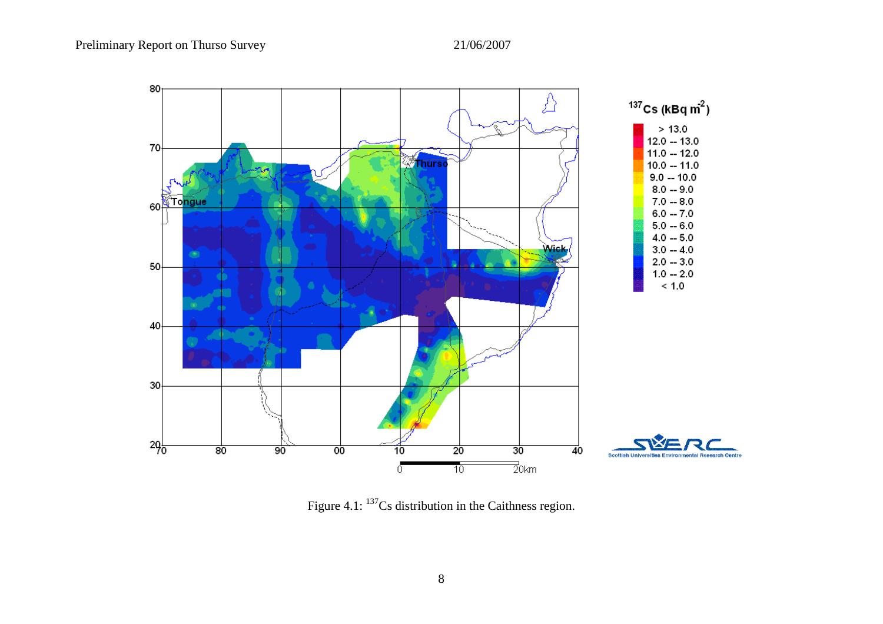Figure 4.1: $^{137}$Cs distribution in the Caithness region.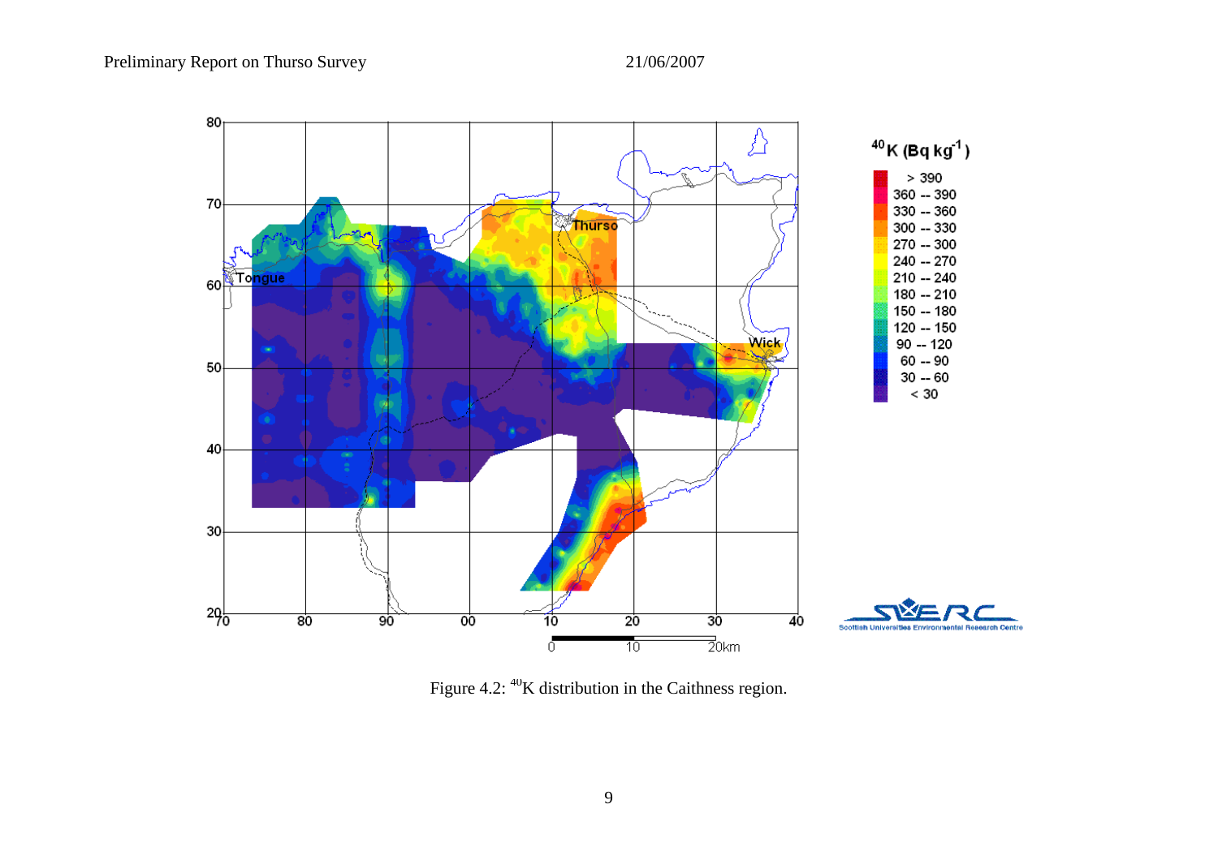Figure 4.2: $^{40}$K distribution in the Caithness region.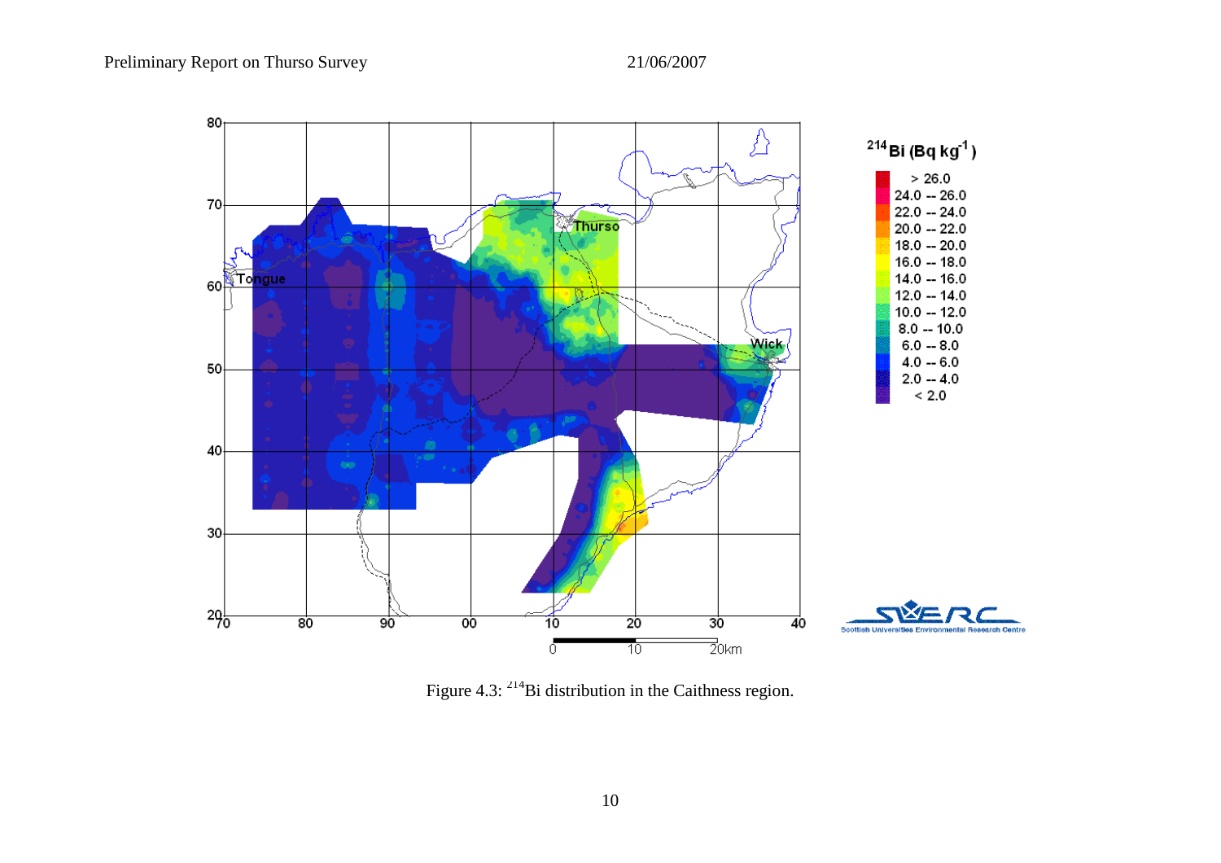Figure 4.3: $^{214}$Bi distribution in the Caithness region.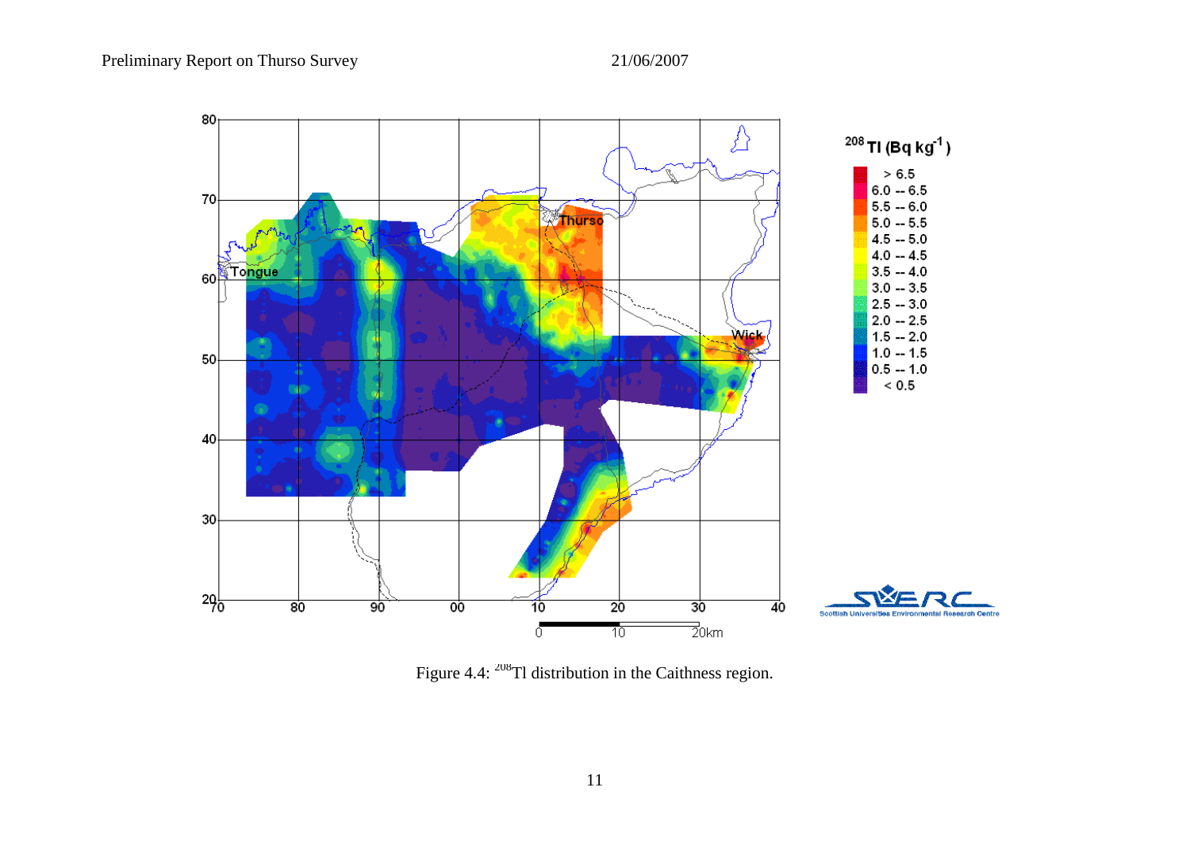Figure 4.4: $^{208}$Tl distribution in the Caithness region.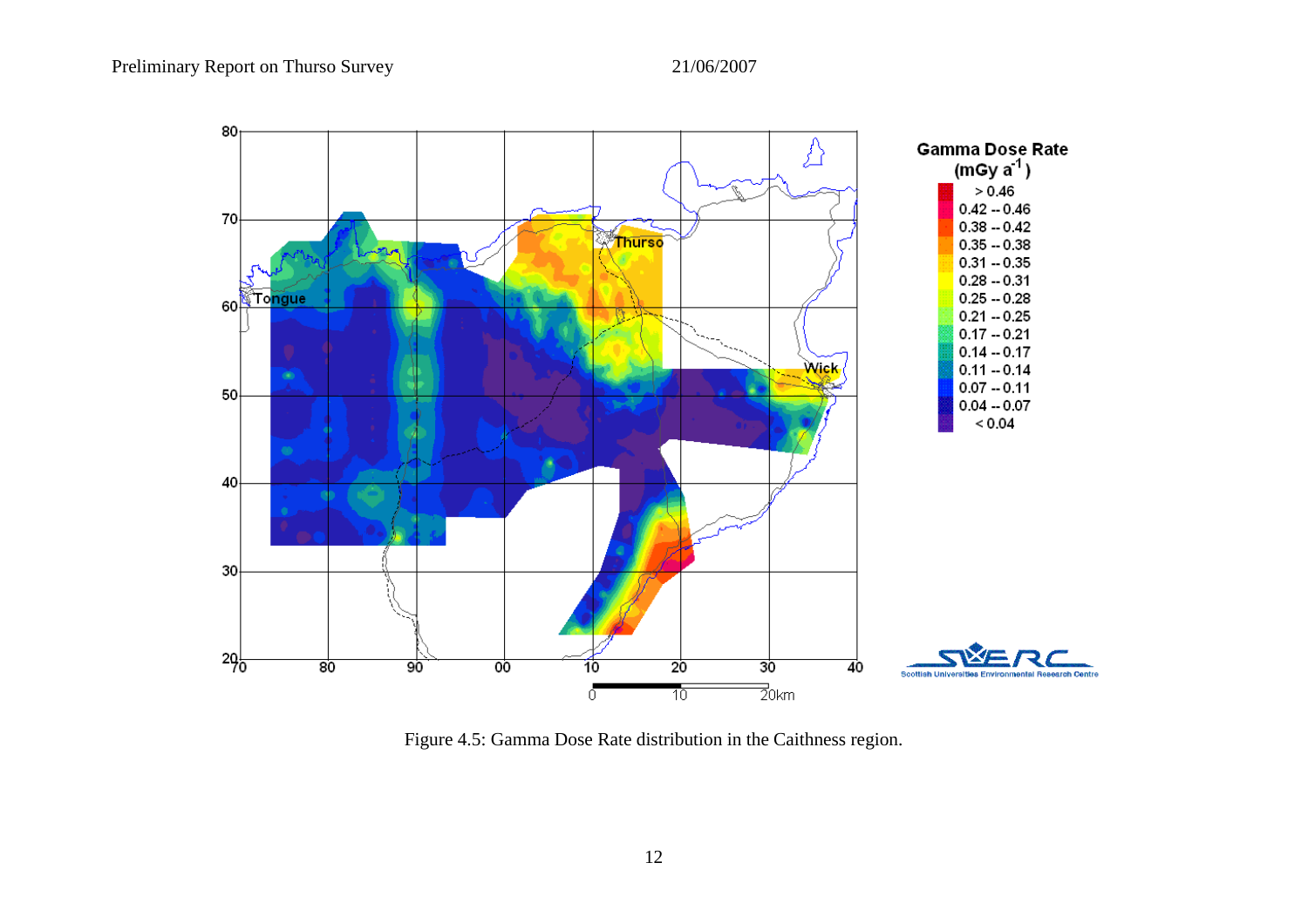Figure 4.5: Gamma Dose Rate distribution in the Caithness region.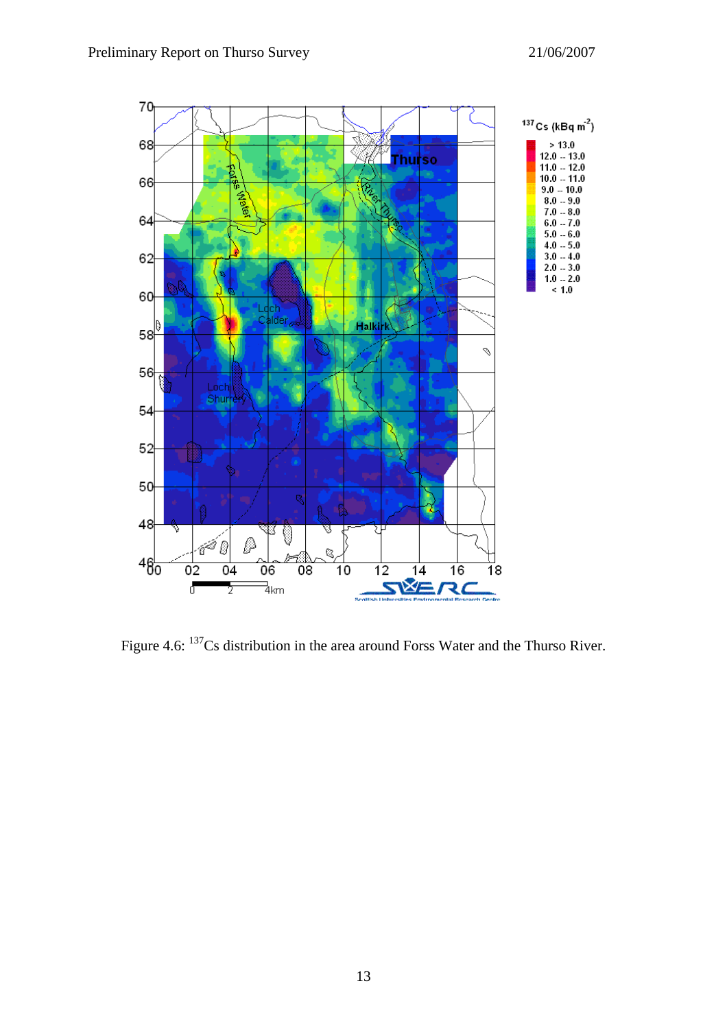Figure 4.6: $^{137}$Cs distribution in the area around Forss Water and the Thurso River.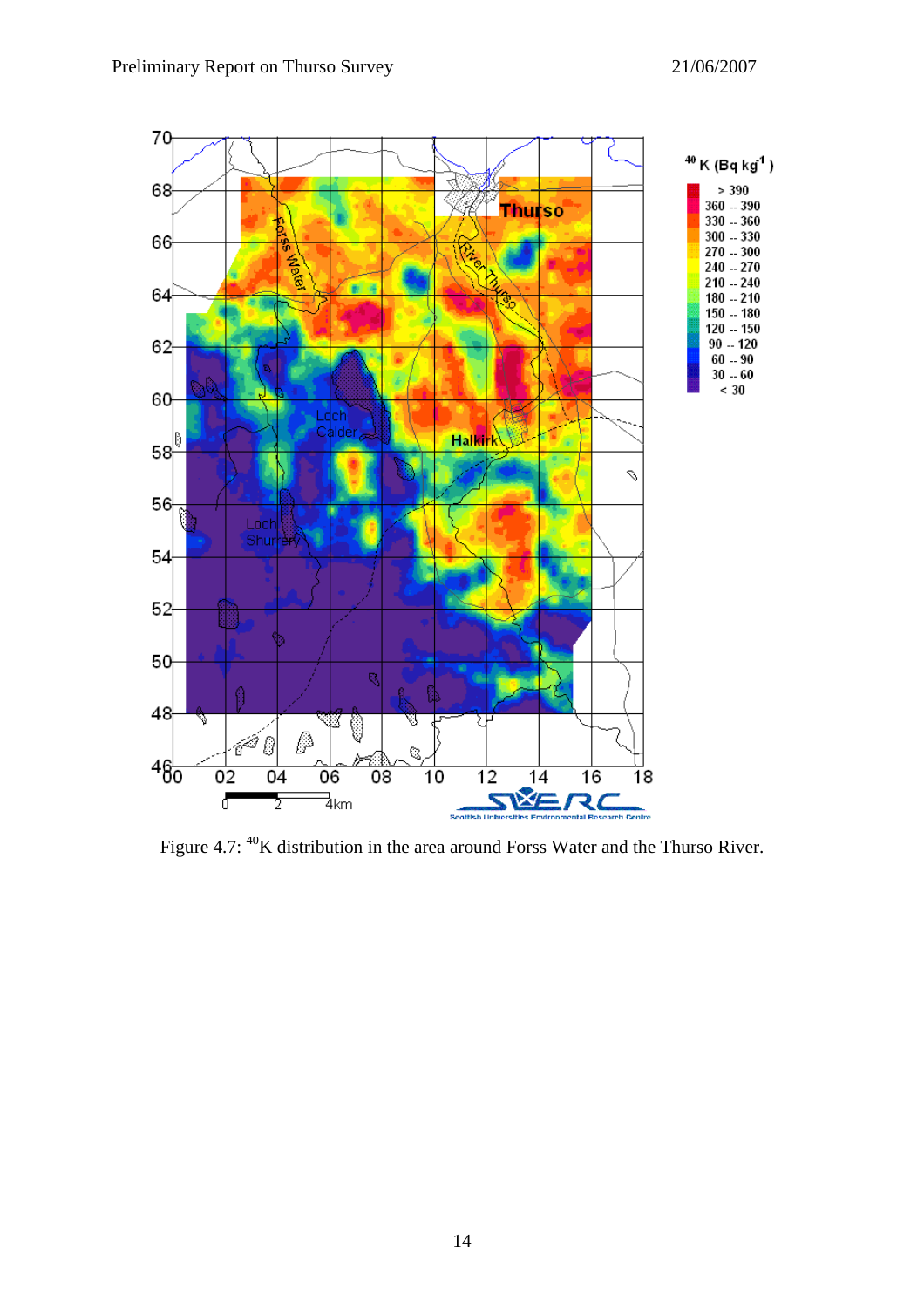Figure 4.7: $^{40}$K distribution in the area around Forss Water and the Thurso River.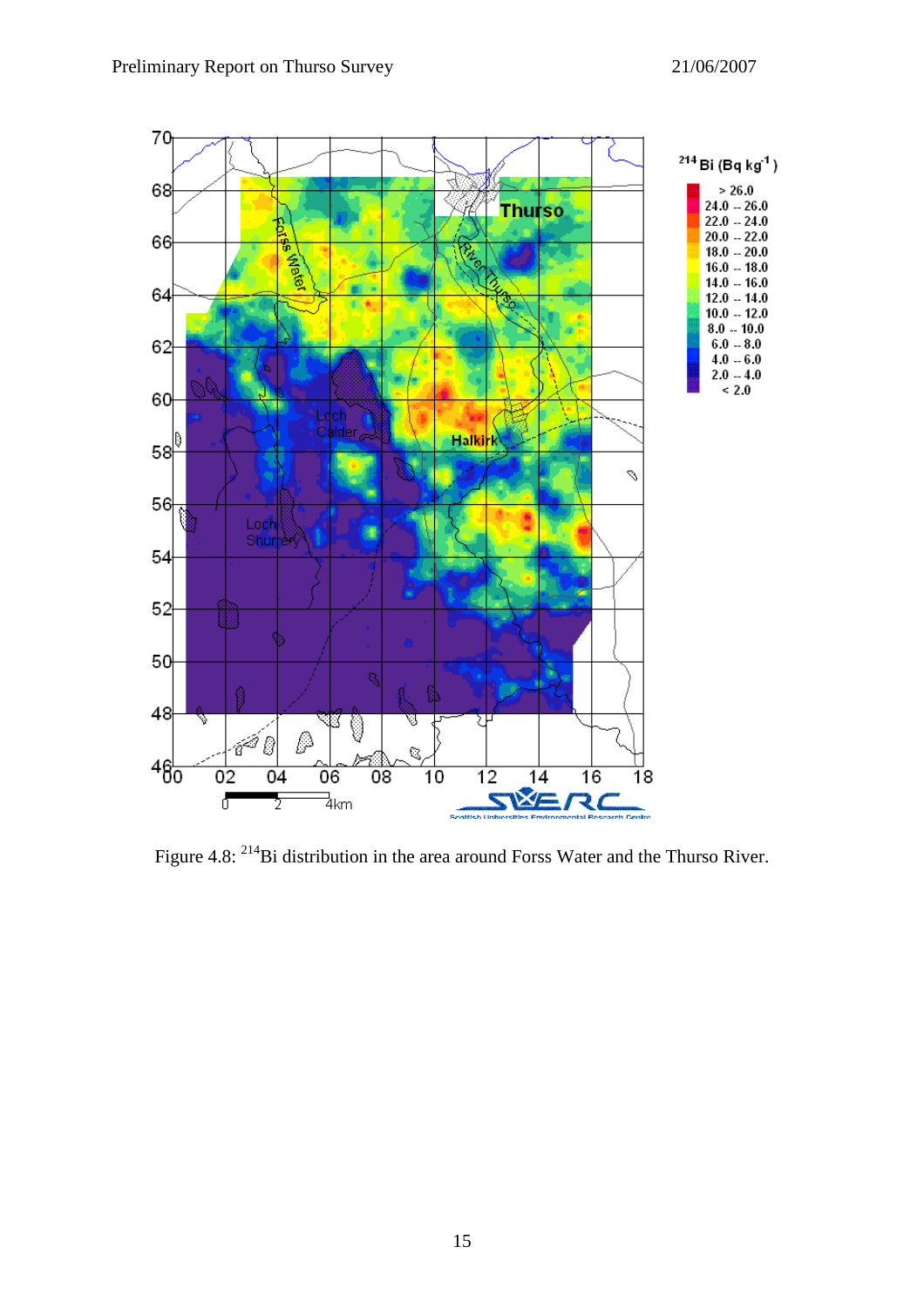Figure 4.8: $^{214}$Bi distribution in the area around Forss Water and the Thurso River.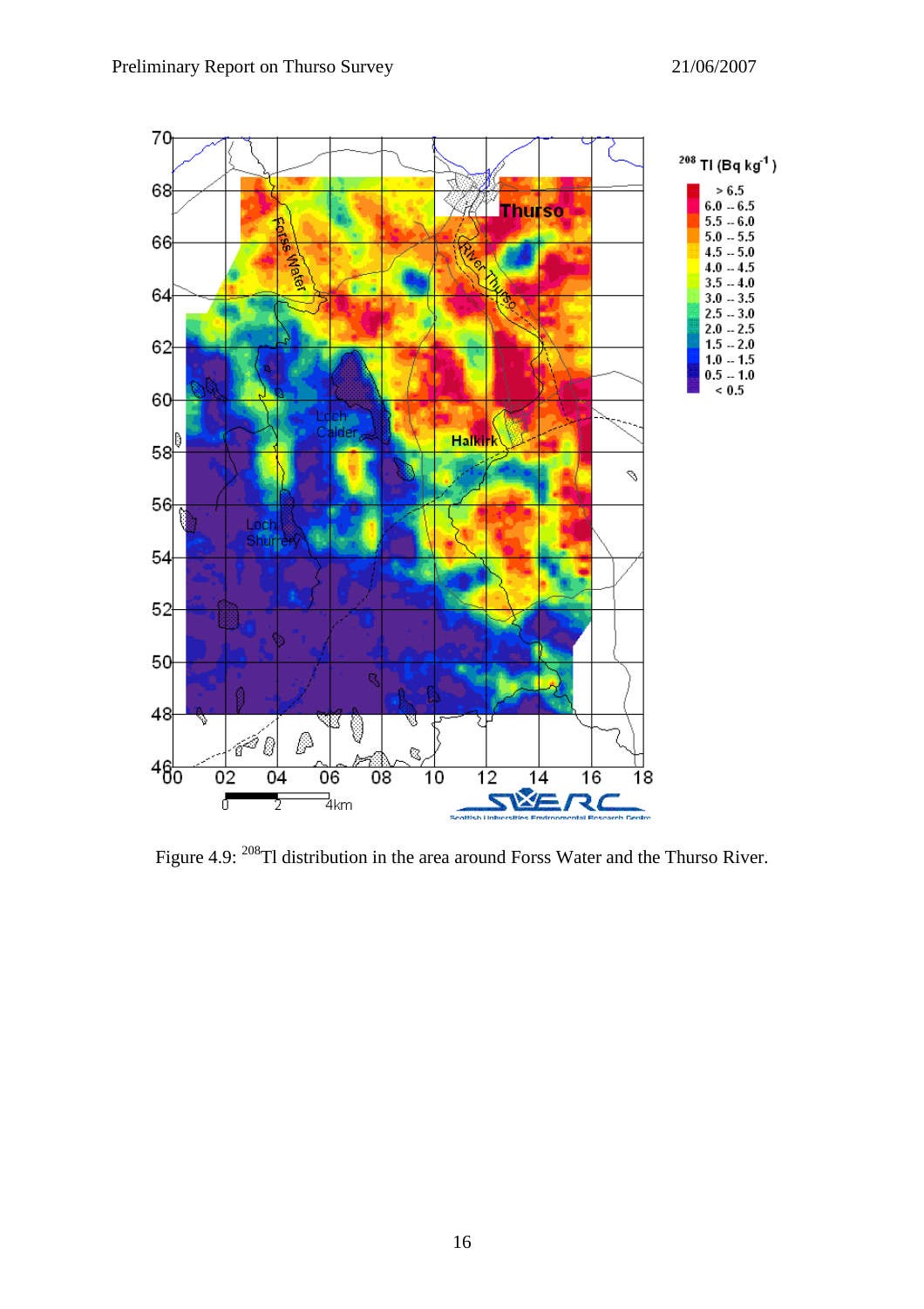Figure 4.9: $^{208}$Tl distribution in the area around Forss Water and the Thurso River.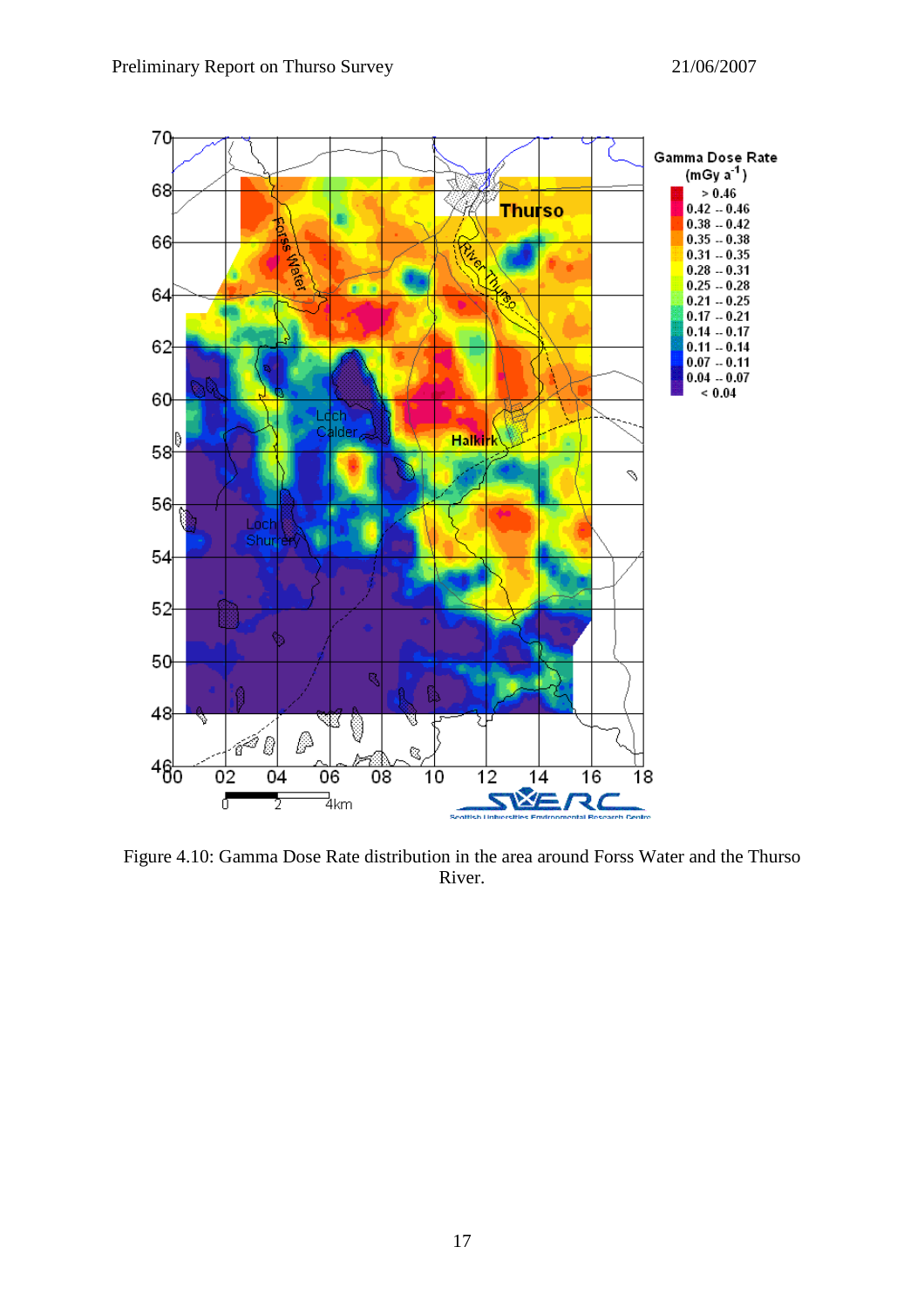Figure 4.10: Gamma Dose Rate distribution in the area around Forss Water and the Thurso River.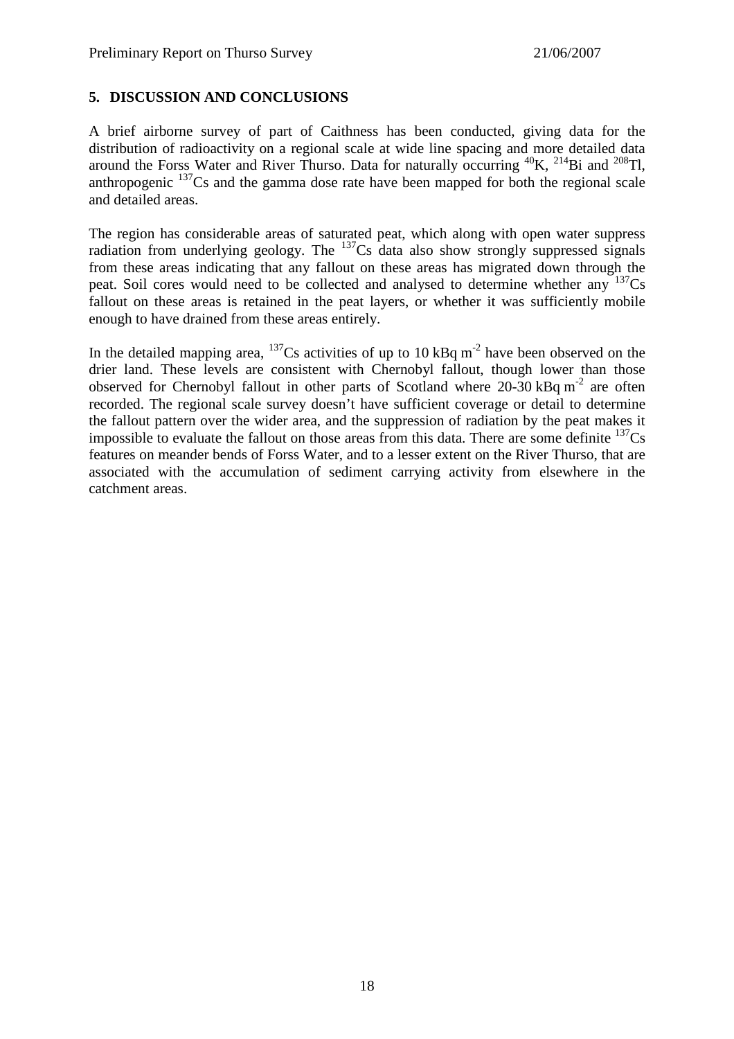## 5. DISCUSSION AND CONCLUSIONS

A brief airborne survey of part of Caithness has been conducted, giving data for the distribution of radioactivity on a regional scale at wide line spacing and more detailed data around the Forss Water and River Thurso. Data for naturally occurring $^{40}$K, $^{214}$Bi and $^{208}$Tl, anthropogenic $^{137}$Cs and the gamma dose rate have been mapped for both the regional scale and detailed areas.

The region has considerable areas of saturated peat, which along with open water suppress radiation from underlying geology. The $^{137}$Cs data also show strongly suppressed signals from these areas indicating that any fallout on these areas has migrated down through the peat. Soil cores would need to be collected and analysed to determine whether any $^{137}$Cs fallout on these areas is retained in the peat layers, or whether it was sufficiently mobile enough to have drained from these areas entirely.

In the detailed mapping area, $^{137}$Cs activities of up to 10 kBq m$^{-2}$ have been observed on the drier land. These levels are consistent with Chernobyl fallout, though lower than those observed for Chernobyl fallout in other parts of Scotland where 20-30 kBq m$^{-2}$ are often recorded. The regional scale survey doesn't have sufficient coverage or detail to determine the fallout pattern over the wider area, and the suppression of radiation by the peat makes it impossible to evaluate the fallout on those areas from this data. There are some definite $^{137}$Cs features on meander bends of Forss Water, and to a lesser extent on the River Thurso, that are associated with the accumulation of sediment carrying activity from elsewhere in the catchment areas.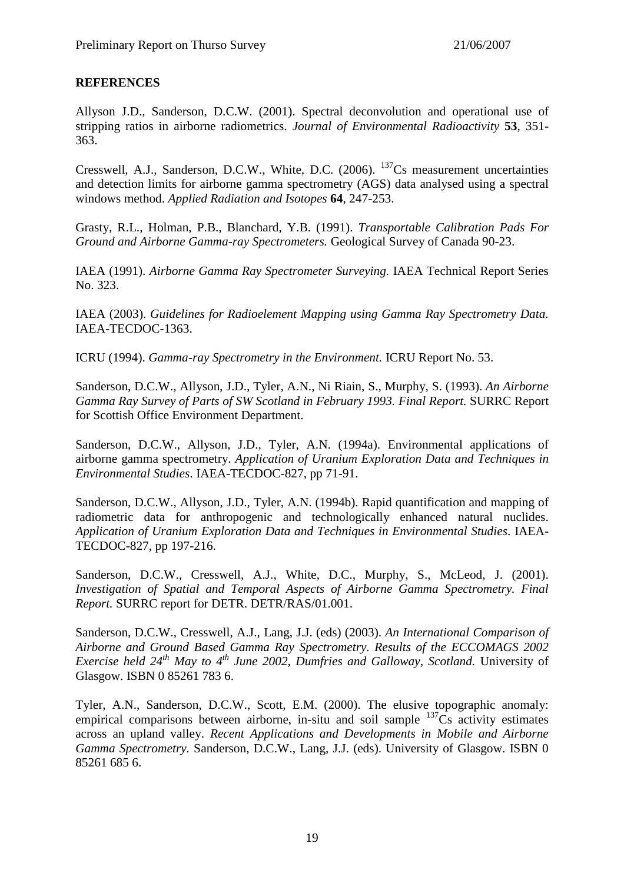## REFERENCES

Allyson J.D., Sanderson, D.C.W. (2001). Spectral deconvolution and operational use of stripping ratios in airborne radiometrics. *Journal of Environmental Radioactivity* **53**, 351-363.

Cresswell, A.J., Sanderson, D.C.W., White, D.C. (2006). $^{137}$Cs measurement uncertainties and detection limits for airborne gamma spectrometry (AGS) data analysed using a spectral windows method. *Applied Radiation and Isotopes* **64**, 247-253.

Grasty, R.L., Holman, P.B., Blanchard, Y.B. (1991). *Transportable Calibration Pads For Ground and Airborne Gamma-ray Spectrometers.* Geological Survey of Canada 90-23.

IAEA (1991). *Airborne Gamma Ray Spectrometer Surveying.* IAEA Technical Report Series No. 323.

IAEA (2003). *Guidelines for Radioelement Mapping using Gamma Ray Spectrometry Data.* IAEA-TECDOC-1363.

ICRU (1994). *Gamma-ray Spectrometry in the Environment.* ICRU Report No. 53.

Sanderson, D.C.W., Allyson, J.D., Tyler, A.N., Ni Riain, S., Murphy, S. (1993). *An Airborne Gamma Ray Survey of Parts of SW Scotland in February 1993. Final Report.* SURRC Report for Scottish Office Environment Department.

Sanderson, D.C.W., Allyson, J.D., Tyler, A.N. (1994a). Environmental applications of airborne gamma spectrometry. *Application of Uranium Exploration Data and Techniques in Environmental Studies*. IAEA-TECDOC-827, pp 71-91.

Sanderson, D.C.W., Allyson, J.D., Tyler, A.N. (1994b). Rapid quantification and mapping of radiometric data for anthropogenic and technologically enhanced natural nuclides. *Application of Uranium Exploration Data and Techniques in Environmental Studies*. IAEA-TECDOC-827, pp 197-216.

Sanderson, D.C.W., Cresswell, A.J., White, D.C., Murphy, S., McLeod, J. (2001). *Investigation of Spatial and Temporal Aspects of Airborne Gamma Spectrometry. Final Report.* SURRC report for DETR. DETR/RAS/01.001.

Sanderson, D.C.W., Cresswell, A.J., Lang, J.J. (eds) (2003). *An International Comparison of Airborne and Ground Based Gamma Ray Spectrometry. Results of the ECCOMAGS 2002 Exercise held 24$^{th}$ May to 4$^{th}$ June 2002, Dumfries and Galloway, Scotland.* University of Glasgow. ISBN 0 85261 783 6.

Tyler, A.N., Sanderson, D.C.W., Scott, E.M. (2000). The elusive topographic anomaly: empirical comparisons between airborne, in-situ and soil sample $^{137}$Cs activity estimates across an upland valley. *Recent Applications and Developments in Mobile and Airborne Gamma Spectrometry.* Sanderson, D.C.W., Lang, J.J. (eds). University of Glasgow. ISBN 0 85261 685 6.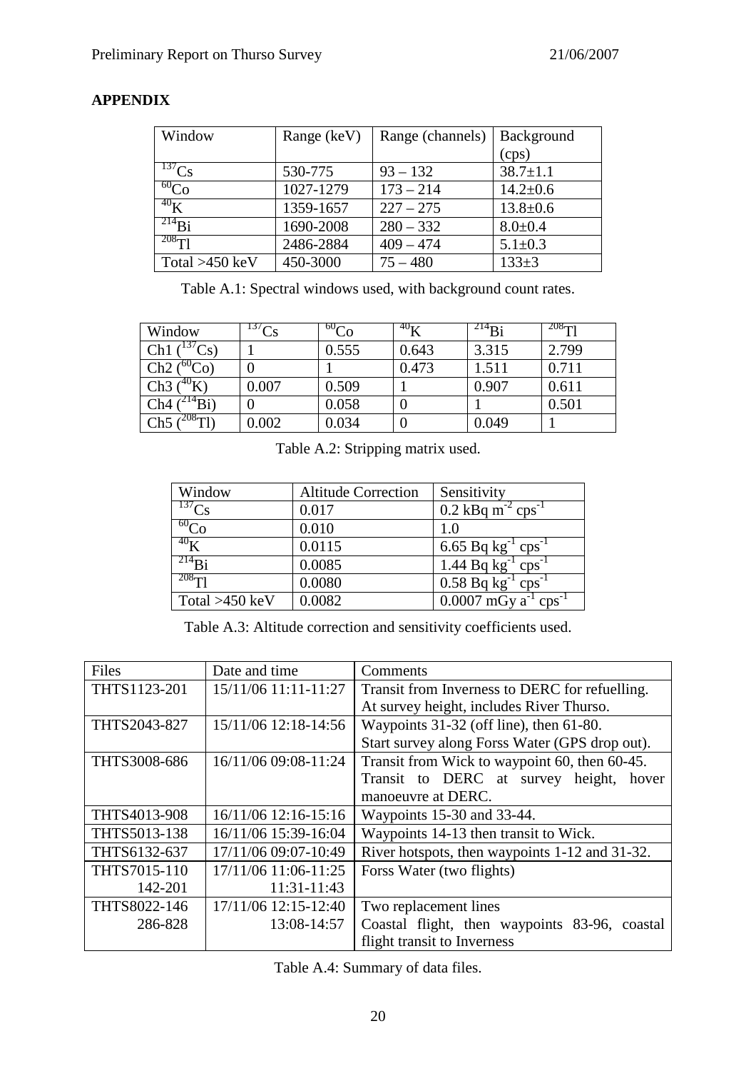**APPENDIX**

| Window | Range (keV) | Range (channels) | Background (cps) |
|---|---|---|---|
| $^{137}$Cs | 530-775 | 93 – 132 | 38.7±1.1 |
| $^{60}$Co | 1027-1279 | 173 – 214 | 14.2±0.6 |
| $^{40}$K | 1359-1657 | 227 – 275 | 13.8±0.6 |
| $^{214}$Bi | 1690-2008 | 280 – 332 | 8.0±0.4 |
| $^{208}$Tl | 2486-2884 | 409 – 474 | 5.1±0.3 |
| Total >450 keV | 450-3000 | 75 – 480 | 133±3 |

Table A.1: Spectral windows used, with background count rates.

| Window | $^{137}$Cs | $^{60}$Co | $^{40}$K | $^{214}$Bi | $^{208}$Tl |
|---|---|---|---|---|---|
| Ch1 ($^{137}$Cs) | 1 | 0.555 | 0.643 | 3.315 | 2.799 |
| Ch2 ($^{60}$Co) | 0 | 1 | 0.473 | 1.511 | 0.711 |
| Ch3 ($^{40}$K) | 0.007 | 0.509 | 1 | 0.907 | 0.611 |
| Ch4 ($^{214}$Bi) | 0 | 0.058 | 0 | 1 | 0.501 |
| Ch5 ($^{208}$Tl) | 0.002 | 0.034 | 0 | 0.049 | 1 |

Table A.2: Stripping matrix used.

| Window | Altitude Correction | Sensitivity |
|---|---|---|
| $^{137}$Cs | 0.017 | 0.2 kBq m$^{-2}$ cps$^{-1}$ |
| $^{60}$Co | 0.010 | 1.0 |
| $^{40}$K | 0.0115 | 6.65 Bq kg$^{-1}$ cps$^{-1}$ |
| $^{214}$Bi | 0.0085 | 1.44 Bq kg$^{-1}$ cps$^{-1}$ |
| $^{208}$Tl | 0.0080 | 0.58 Bq kg$^{-1}$ cps$^{-1}$ |
| Total >450 keV | 0.0082 | 0.0007 mGy a$^{-1}$ cps$^{-1}$ |

Table A.3: Altitude correction and sensitivity coefficients used.

| Files | Date and time | Comments |
|---|---|---|
| THTS1123-201 | 15/11/06 11:11-11:27 | Transit from Inverness to DERC for refuelling. At survey height, includes River Thurso. |
| THTS2043-827 | 15/11/06 12:18-14:56 | Waypoints 31-32 (off line), then 61-80. Start survey along Forss Water (GPS drop out). |
| THTS3008-686 | 16/11/06 09:08-11:24 | Transit from Wick to waypoint 60, then 60-45. Transit to DERC at survey height, hover manoeuvre at DERC. |
| THTS4013-908 | 16/11/06 12:16-15:16 | Waypoints 15-30 and 33-44. |
| THTS5013-138 | 16/11/06 15:39-16:04 | Waypoints 14-13 then transit to Wick. |
| THTS6132-637 | 17/11/06 09:07-10:49 | River hotspots, then waypoints 1-12 and 31-32. |
| THTS7015-110<br>142-201 | 17/11/06 11:06-11:25<br>11:31-11:43 | Forss Water (two flights) |
| THTS8022-146<br>286-828 | 17/11/06 12:15-12:40<br>13:08-14:57 | Two replacement lines<br>Coastal flight, then waypoints 83-96, coastal flight transit to Inverness |

Table A.4: Summary of data files.